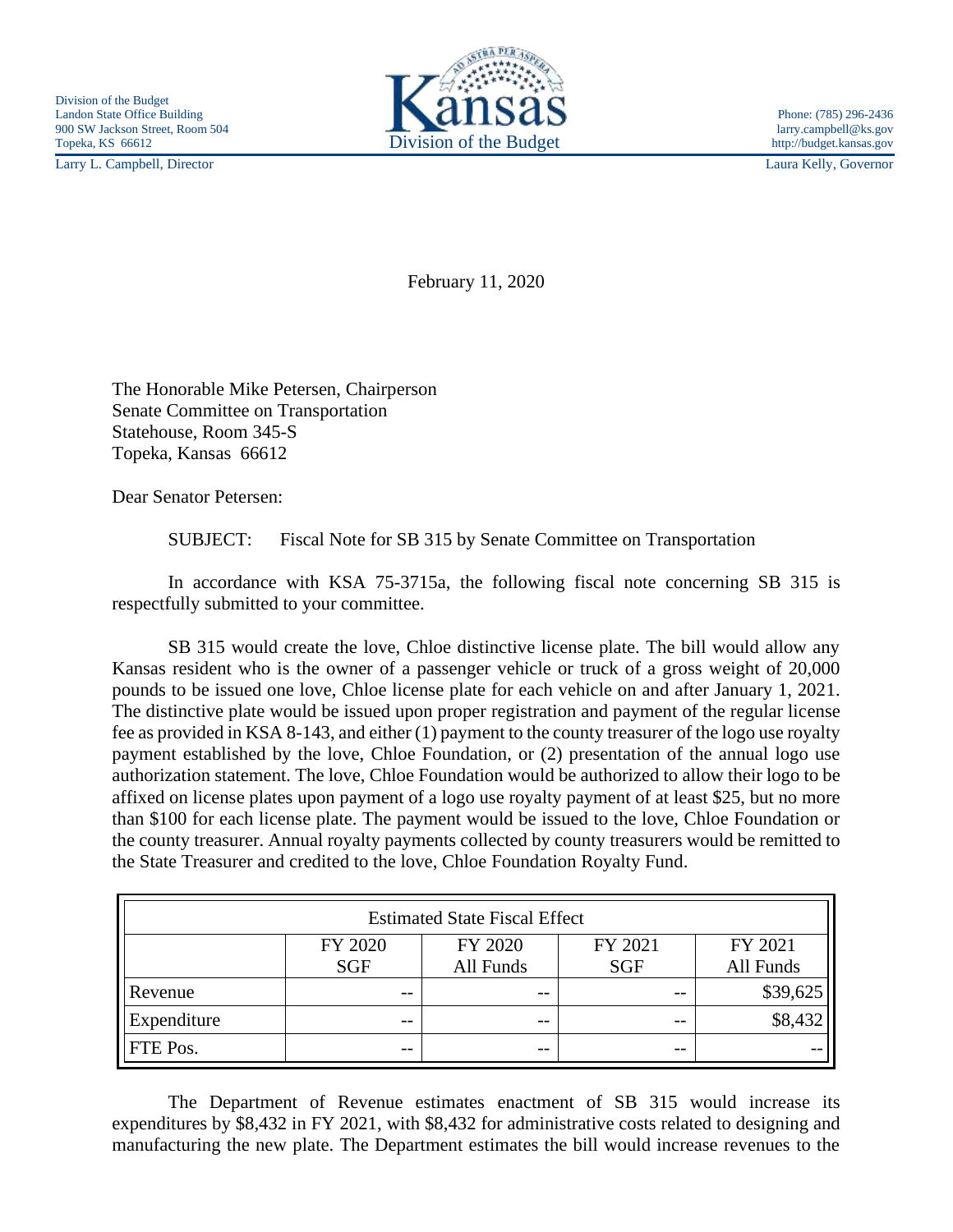Division of the Budget
Landon State Office Building
900 SW Jackson Street, Room 504
Topeka, KS 66612
Larry L. Campbell, Director

Kansas
Division of the Budget

Phone: (785) 296-2436
larry.campbell@ks.gov
http://budget.kansas.gov
Laura Kelly, Governor

February 11, 2020

The Honorable Mike Petersen, Chairperson
Senate Committee on Transportation
Statehouse, Room 345-S
Topeka, Kansas 66612

Dear Senator Petersen:

SUBJECT: Fiscal Note for SB 315 by Senate Committee on Transportation

In accordance with KSA 75-3715a, the following fiscal note concerning SB 315 is respectfully submitted to your committee.

SB 315 would create the love, Chloe distinctive license plate. The bill would allow any Kansas resident who is the owner of a passenger vehicle or truck of a gross weight of 20,000 pounds to be issued one love, Chloe license plate for each vehicle on and after January 1, 2021. The distinctive plate would be issued upon proper registration and payment of the regular license fee as provided in KSA 8-143, and either (1) payment to the county treasurer of the logo use royalty payment established by the love, Chloe Foundation, or (2) presentation of the annual logo use authorization statement. The love, Chloe Foundation would be authorized to allow their logo to be affixed on license plates upon payment of a logo use royalty payment of at least $25, but no more than $100 for each license plate. The payment would be issued to the love, Chloe Foundation or the county treasurer. Annual royalty payments collected by county treasurers would be remitted to the State Treasurer and credited to the love, Chloe Foundation Royalty Fund.

| Estimated State Fiscal Effect | | | | |
|---|---|---|---|---|
| | FY 2020 SGF | FY 2020 All Funds | FY 2021 SGF | FY 2021 All Funds |
| Revenue | -- | -- | -- | $39,625 |
| Expenditure | -- | -- | -- | $8,432 |
| FTE Pos. | -- | -- | -- | -- |

The Department of Revenue estimates enactment of SB 315 would increase its expenditures by $8,432 in FY 2021, with $8,432 for administrative costs related to designing and manufacturing the new plate. The Department estimates the bill would increase revenues to the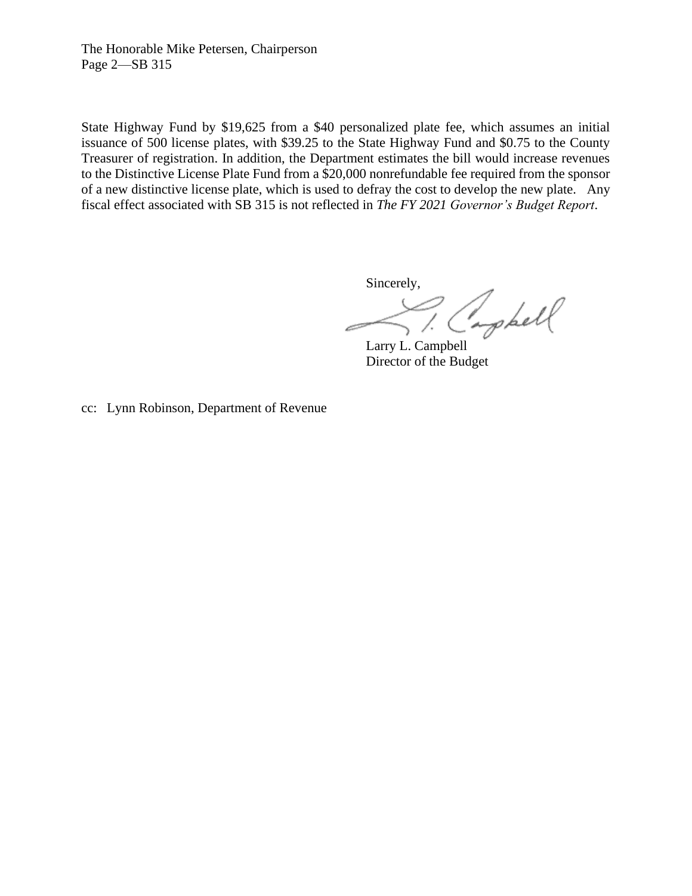State Highway Fund by $19,625 from a $40 personalized plate fee, which assumes an initial issuance of 500 license plates, with $39.25 to the State Highway Fund and $0.75 to the County Treasurer of registration. In addition, the Department estimates the bill would increase revenues to the Distinctive License Plate Fund from a $20,000 nonrefundable fee required from the sponsor of a new distinctive license plate, which is used to defray the cost to develop the new plate. Any fiscal effect associated with SB 315 is not reflected in *The FY 2021 Governor's Budget Report*.

Sincerely,

Larry L. Campbell
Director of the Budget

cc: Lynn Robinson, Department of Revenue